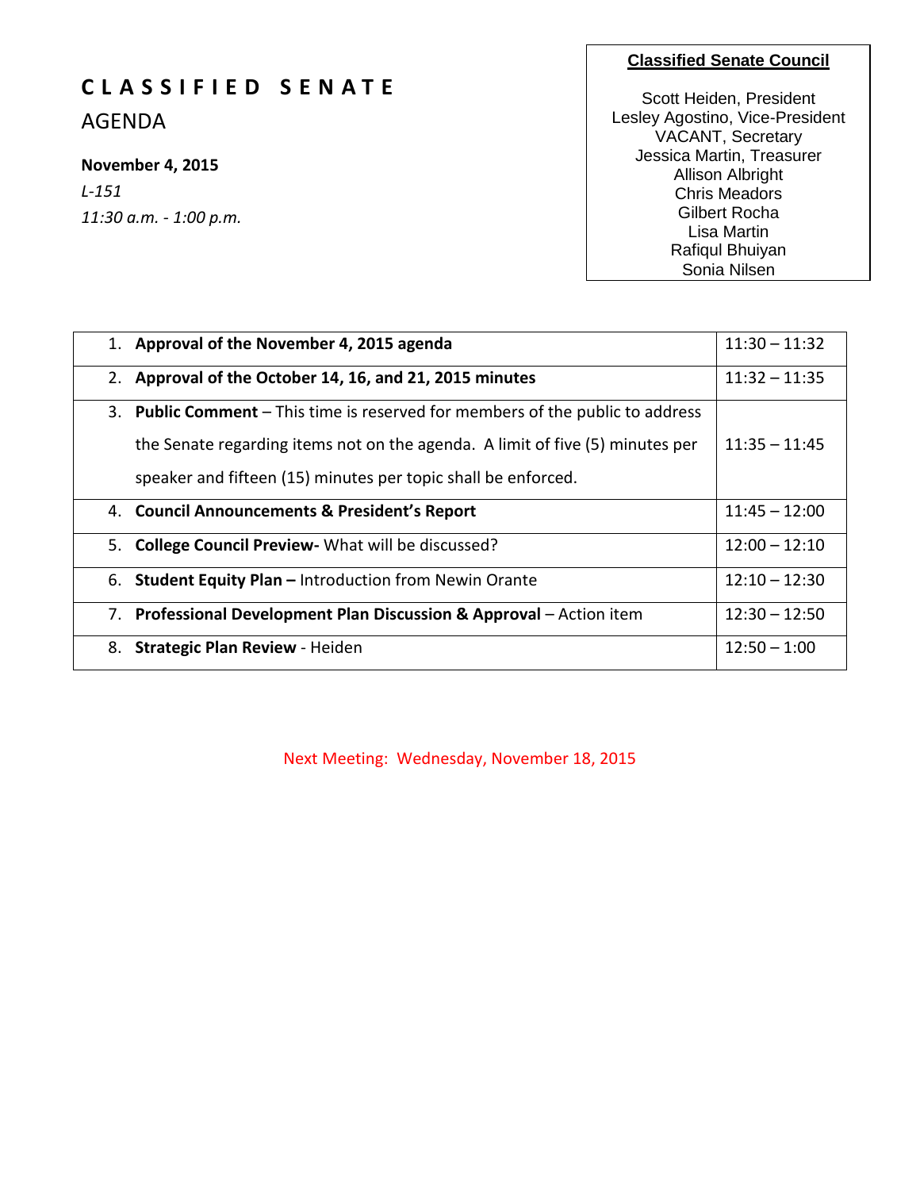# CLASSIFIED SENATE

## AGENDA

**November 4, 2015**

*L-151*

*11:30 a.m. - 1:00 p.m.*

**Classified Senate Council**

Scott Heiden, President
Lesley Agostino, Vice-President
VACANT, Secretary
Jessica Martin, Treasurer
Allison Albright
Chris Meadors
Gilbert Rocha
Lisa Martin
Rafiqul Bhuiyan
Sonia Nilsen

| Item | Time |
|---|---|
| 1. **Approval of the November 4, 2015 agenda** | 11:30 – 11:32 |
| 2. **Approval of the October 14, 16, and 21, 2015 minutes** | 11:32 – 11:35 |
| 3. **Public Comment** – This time is reserved for members of the public to address the Senate regarding items not on the agenda. A limit of five (5) minutes per speaker and fifteen (15) minutes per topic shall be enforced. | 11:35 – 11:45 |
| 4. **Council Announcements & President's Report** | 11:45 – 12:00 |
| 5. **College Council Preview-** What will be discussed? | 12:00 – 12:10 |
| 6. **Student Equity Plan –** Introduction from Newin Orante | 12:10 – 12:30 |
| 7. **Professional Development Plan Discussion & Approval** – Action item | 12:30 – 12:50 |
| 8. **Strategic Plan Review** - Heiden | 12:50 – 1:00 |

Next Meeting: Wednesday, November 18, 2015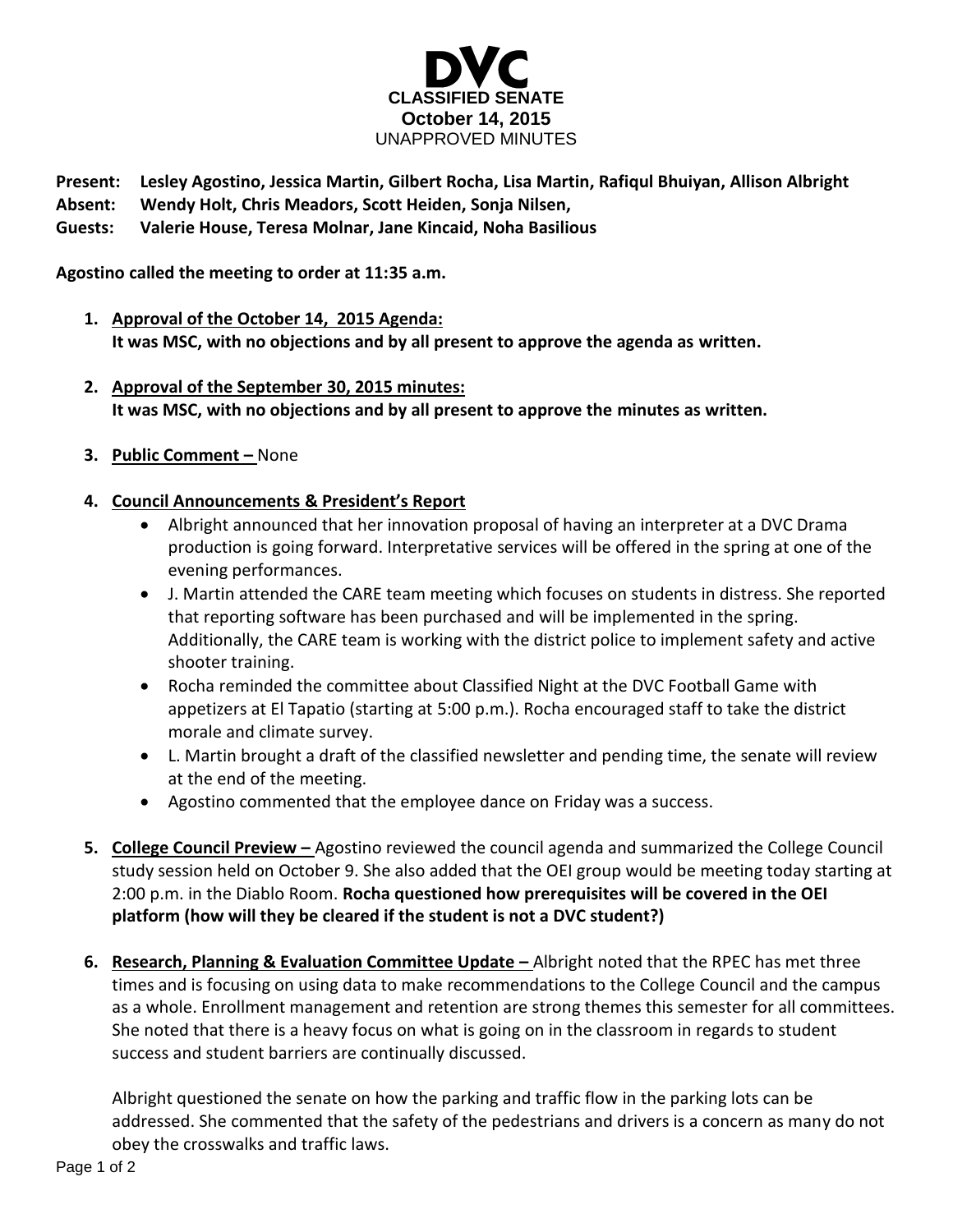# DVC

**CLASSIFIED SENATE**
**October 14, 2015**
UNAPPROVED MINUTES

**Present: Lesley Agostino, Jessica Martin, Gilbert Rocha, Lisa Martin, Rafiqul Bhuiyan, Allison Albright**
**Absent: Wendy Holt, Chris Meadors, Scott Heiden, Sonja Nilsen,**
**Guests: Valerie House, Teresa Molnar, Jane Kincaid, Noha Basilious**

**Agostino called the meeting to order at 11:35 a.m.**

1. **Approval of the October 14, 2015 Agenda:**
   **It was MSC, with no objections and by all present to approve the agenda as written.**

2. **Approval of the September 30, 2015 minutes:**
   **It was MSC, with no objections and by all present to approve the minutes as written.**

3. **Public Comment –** None

4. **Council Announcements & President's Report**
   - Albright announced that her innovation proposal of having an interpreter at a DVC Drama production is going forward. Interpretative services will be offered in the spring at one of the evening performances.
   - J. Martin attended the CARE team meeting which focuses on students in distress. She reported that reporting software has been purchased and will be implemented in the spring. Additionally, the CARE team is working with the district police to implement safety and active shooter training.
   - Rocha reminded the committee about Classified Night at the DVC Football Game with appetizers at El Tapatio (starting at 5:00 p.m.). Rocha encouraged staff to take the district morale and climate survey.
   - L. Martin brought a draft of the classified newsletter and pending time, the senate will review at the end of the meeting.
   - Agostino commented that the employee dance on Friday was a success.

5. **College Council Preview –** Agostino reviewed the council agenda and summarized the College Council study session held on October 9. She also added that the OEI group would be meeting today starting at 2:00 p.m. in the Diablo Room. **Rocha questioned how prerequisites will be covered in the OEI platform (how will they be cleared if the student is not a DVC student?)**

6. **Research, Planning & Evaluation Committee Update –** Albright noted that the RPEC has met three times and is focusing on using data to make recommendations to the College Council and the campus as a whole. Enrollment management and retention are strong themes this semester for all committees. She noted that there is a heavy focus on what is going on in the classroom in regards to student success and student barriers are continually discussed.

   Albright questioned the senate on how the parking and traffic flow in the parking lots can be addressed. She commented that the safety of the pedestrians and drivers is a concern as many do not obey the crosswalks and traffic laws.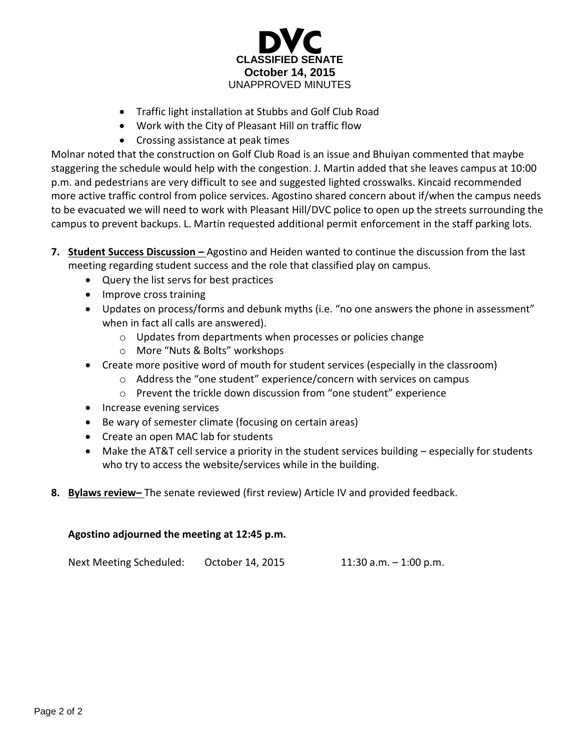- Traffic light installation at Stubbs and Golf Club Road
- Work with the City of Pleasant Hill on traffic flow
- Crossing assistance at peak times

Molnar noted that the construction on Golf Club Road is an issue and Bhuiyan commented that maybe staggering the schedule would help with the congestion. J. Martin added that she leaves campus at 10:00 p.m. and pedestrians are very difficult to see and suggested lighted crosswalks. Kincaid recommended more active traffic control from police services. Agostino shared concern about if/when the campus needs to be evacuated we will need to work with Pleasant Hill/DVC police to open up the streets surrounding the campus to prevent backups. L. Martin requested additional permit enforcement in the staff parking lots.

7. **Student Success Discussion –** Agostino and Heiden wanted to continue the discussion from the last meeting regarding student success and the role that classified play on campus.
   - Query the list servs for best practices
   - Improve cross training
   - Updates on process/forms and debunk myths (i.e. "no one answers the phone in assessment" when in fact all calls are answered).
     - Updates from departments when processes or policies change
     - More "Nuts & Bolts" workshops
   - Create more positive word of mouth for student services (especially in the classroom)
     - Address the "one student" experience/concern with services on campus
     - Prevent the trickle down discussion from "one student" experience
   - Increase evening services
   - Be wary of semester climate (focusing on certain areas)
   - Create an open MAC lab for students
   - Make the AT&T cell service a priority in the student services building – especially for students who try to access the website/services while in the building.

8. **Bylaws review–** The senate reviewed (first review) Article IV and provided feedback.

**Agostino adjourned the meeting at 12:45 p.m.**

Next Meeting Scheduled: October 14, 2015 11:30 a.m. – 1:00 p.m.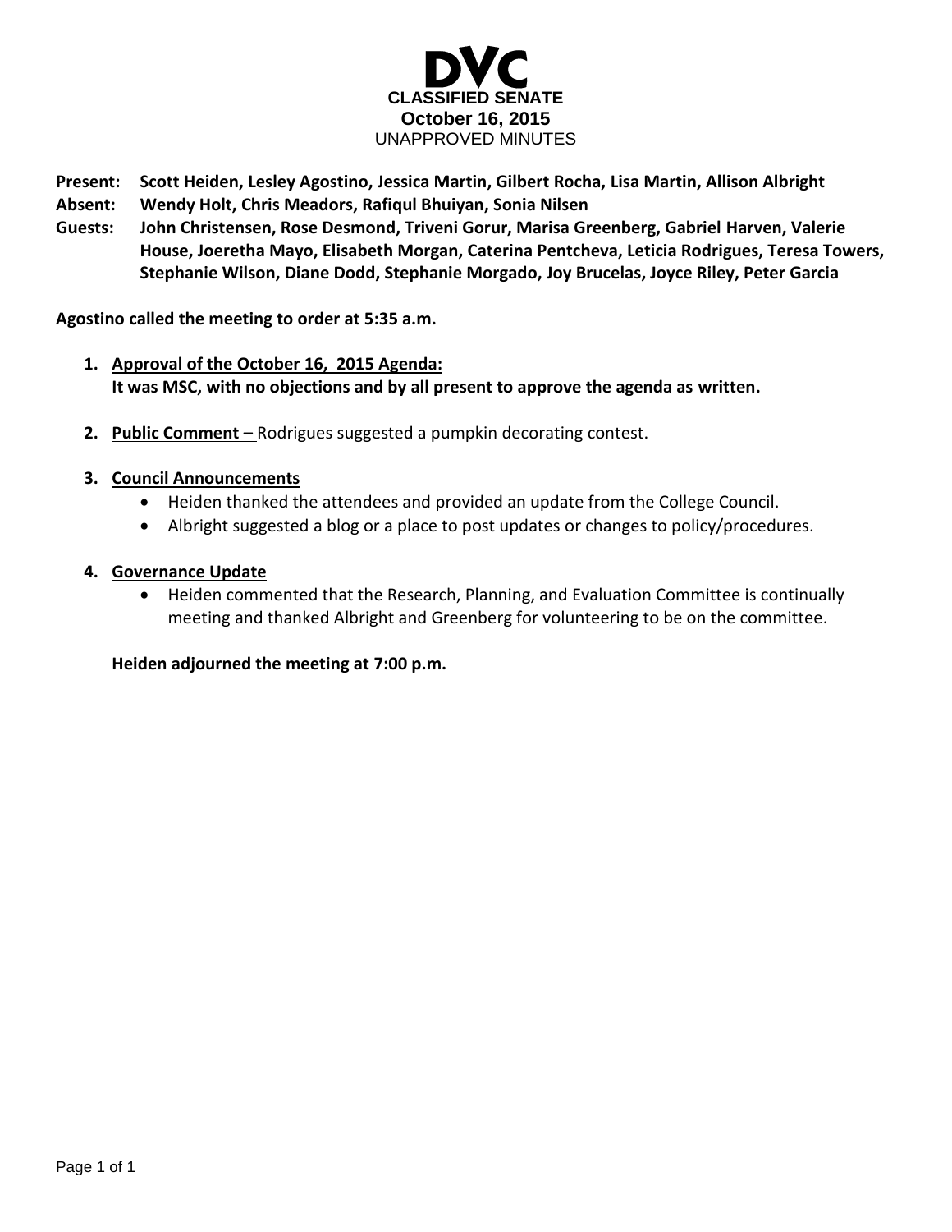# DVC

## CLASSIFIED SENATE
**October 16, 2015**
UNAPPROVED MINUTES

**Present:** **Scott Heiden, Lesley Agostino, Jessica Martin, Gilbert Rocha, Lisa Martin, Allison Albright**
**Absent:** **Wendy Holt, Chris Meadors, Rafiqul Bhuiyan, Sonia Nilsen**
**Guests:** **John Christensen, Rose Desmond, Triveni Gorur, Marisa Greenberg, Gabriel Harven, Valerie House, Joeretha Mayo, Elisabeth Morgan, Caterina Pentcheva, Leticia Rodrigues, Teresa Towers, Stephanie Wilson, Diane Dodd, Stephanie Morgado, Joy Brucelas, Joyce Riley, Peter Garcia**

**Agostino called the meeting to order at 5:35 a.m.**

1. **Approval of the October 16, 2015 Agenda:**
   **It was MSC, with no objections and by all present to approve the agenda as written.**

2. **Public Comment –** Rodrigues suggested a pumpkin decorating contest.

3. **Council Announcements**
   - Heiden thanked the attendees and provided an update from the College Council.
   - Albright suggested a blog or a place to post updates or changes to policy/procedures.

4. **Governance Update**
   - Heiden commented that the Research, Planning, and Evaluation Committee is continually meeting and thanked Albright and Greenberg for volunteering to be on the committee.

**Heiden adjourned the meeting at 7:00 p.m.**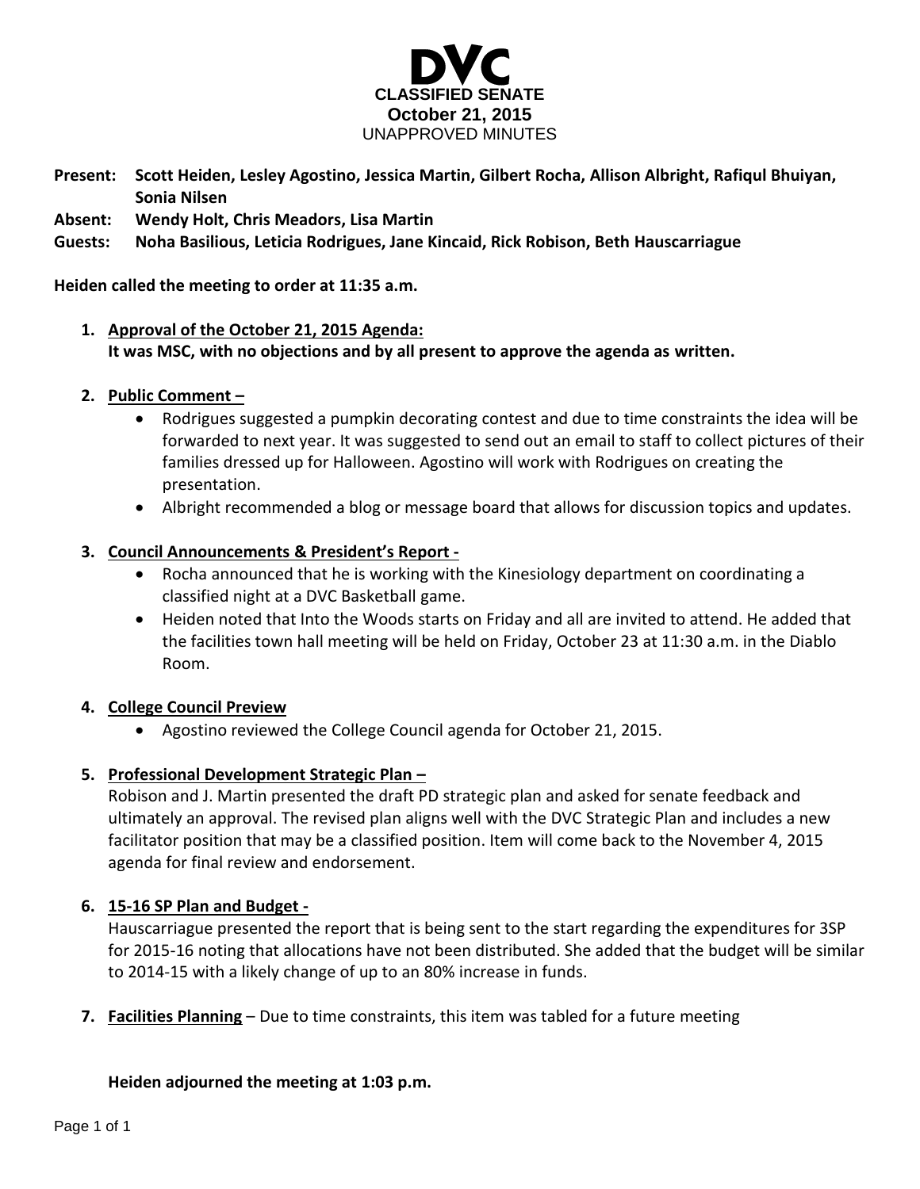# DVC

## CLASSIFIED SENATE
**October 21, 2015**
UNAPPROVED MINUTES

**Present:** **Scott Heiden, Lesley Agostino, Jessica Martin, Gilbert Rocha, Allison Albright, Rafiqul Bhuiyan, Sonia Nilsen**
**Absent:** **Wendy Holt, Chris Meadors, Lisa Martin**
**Guests:** **Noha Basilious, Leticia Rodrigues, Jane Kincaid, Rick Robison, Beth Hauscarriague**

**Heiden called the meeting to order at 11:35 a.m.**

1. **Approval of the October 21, 2015 Agenda:**
   **It was MSC, with no objections and by all present to approve the agenda as written.**

2. **Public Comment –**
   - Rodrigues suggested a pumpkin decorating contest and due to time constraints the idea will be forwarded to next year. It was suggested to send out an email to staff to collect pictures of their families dressed up for Halloween. Agostino will work with Rodrigues on creating the presentation.
   - Albright recommended a blog or message board that allows for discussion topics and updates.

3. **Council Announcements & President's Report -**
   - Rocha announced that he is working with the Kinesiology department on coordinating a classified night at a DVC Basketball game.
   - Heiden noted that Into the Woods starts on Friday and all are invited to attend. He added that the facilities town hall meeting will be held on Friday, October 23 at 11:30 a.m. in the Diablo Room.

4. **College Council Preview**
   - Agostino reviewed the College Council agenda for October 21, 2015.

5. **Professional Development Strategic Plan –**
   Robison and J. Martin presented the draft PD strategic plan and asked for senate feedback and ultimately an approval. The revised plan aligns well with the DVC Strategic Plan and includes a new facilitator position that may be a classified position. Item will come back to the November 4, 2015 agenda for final review and endorsement.

6. **15-16 SP Plan and Budget -**
   Hauscarriague presented the report that is being sent to the start regarding the expenditures for 3SP for 2015-16 noting that allocations have not been distributed. She added that the budget will be similar to 2014-15 with a likely change of up to an 80% increase in funds.

7. **Facilities Planning** – Due to time constraints, this item was tabled for a future meeting

**Heiden adjourned the meeting at 1:03 p.m.**